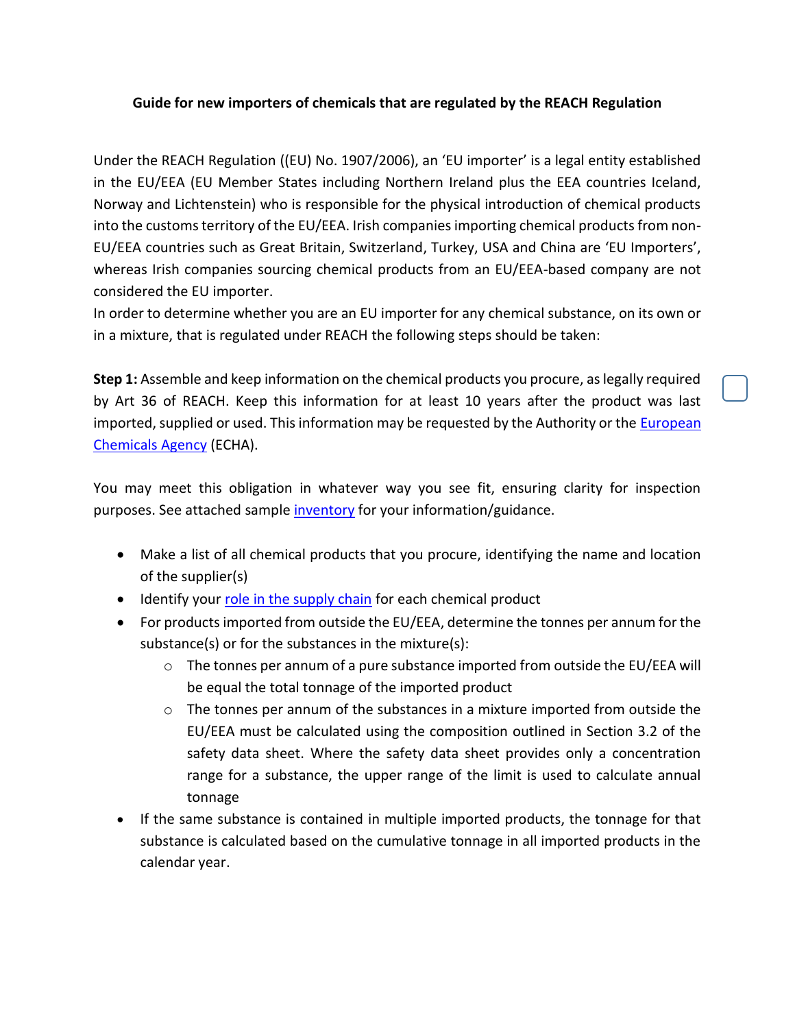**Guide for new importers of chemicals that are regulated by the REACH Regulation**

Under the REACH Regulation ((EU) No. 1907/2006), an 'EU importer' is a legal entity established in the EU/EEA (EU Member States including Northern Ireland plus the EEA countries Iceland, Norway and Lichtenstein) who is responsible for the physical introduction of chemical products into the customs territory of the EU/EEA. Irish companies importing chemical products from non-EU/EEA countries such as Great Britain, Switzerland, Turkey, USA and China are 'EU Importers', whereas Irish companies sourcing chemical products from an EU/EEA-based company are not considered the EU importer.

In order to determine whether you are an EU importer for any chemical substance, on its own or in a mixture, that is regulated under REACH the following steps should be taken:

**Step 1:** Assemble and keep information on the chemical products you procure, as legally required by Art 36 of REACH. Keep this information for at least 10 years after the product was last imported, supplied or used. This information may be requested by the Authority or the European Chemicals Agency (ECHA).

You may meet this obligation in whatever way you see fit, ensuring clarity for inspection purposes. See attached sample inventory for your information/guidance.

- Make a list of all chemical products that you procure, identifying the name and location of the supplier(s)
- Identify your role in the supply chain for each chemical product
- For products imported from outside the EU/EEA, determine the tonnes per annum for the substance(s) or for the substances in the mixture(s):
  - The tonnes per annum of a pure substance imported from outside the EU/EEA will be equal the total tonnage of the imported product
  - The tonnes per annum of the substances in a mixture imported from outside the EU/EEA must be calculated using the composition outlined in Section 3.2 of the safety data sheet. Where the safety data sheet provides only a concentration range for a substance, the upper range of the limit is used to calculate annual tonnage
- If the same substance is contained in multiple imported products, the tonnage for that substance is calculated based on the cumulative tonnage in all imported products in the calendar year.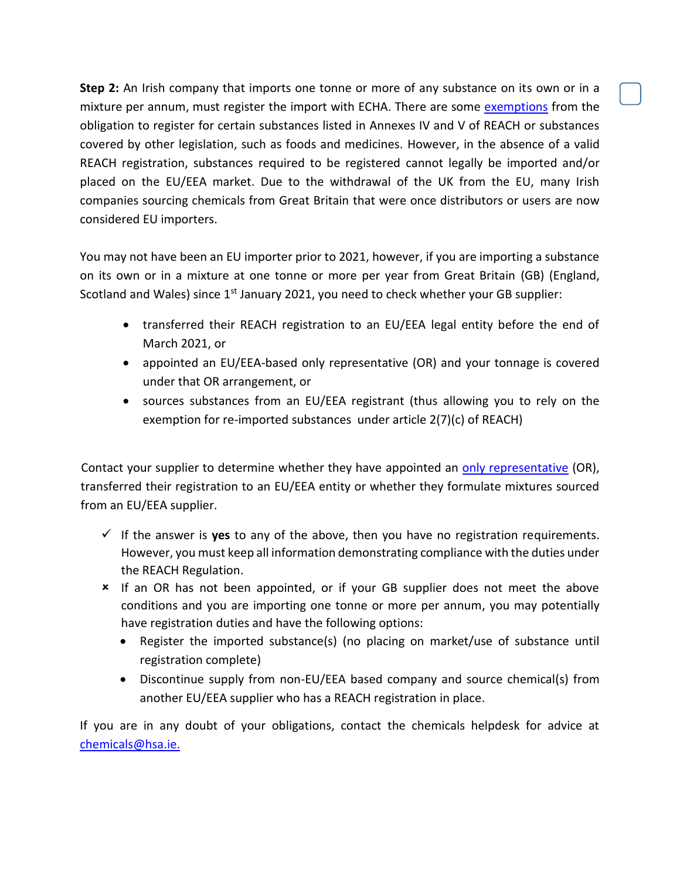**Step 2:** An Irish company that imports one tonne or more of any substance on its own or in a mixture per annum, must register the import with ECHA. There are some [exemptions](#) from the obligation to register for certain substances listed in Annexes IV and V of REACH or substances covered by other legislation, such as foods and medicines. However, in the absence of a valid REACH registration, substances required to be registered cannot legally be imported and/or placed on the EU/EEA market. Due to the withdrawal of the UK from the EU, many Irish companies sourcing chemicals from Great Britain that were once distributors or users are now considered EU importers.

You may not have been an EU importer prior to 2021, however, if you are importing a substance on its own or in a mixture at one tonne or more per year from Great Britain (GB) (England, Scotland and Wales) since 1st January 2021, you need to check whether your GB supplier:

- transferred their REACH registration to an EU/EEA legal entity before the end of March 2021, or
- appointed an EU/EEA-based only representative (OR) and your tonnage is covered under that OR arrangement, or
- sources substances from an EU/EEA registrant (thus allowing you to rely on the exemption for re-imported substances under article 2(7)(c) of REACH)

Contact your supplier to determine whether they have appointed an [only representative](#) (OR), transferred their registration to an EU/EEA entity or whether they formulate mixtures sourced from an EU/EEA supplier.

- ✓ If the answer is **yes** to any of the above, then you have no registration requirements. However, you must keep all information demonstrating compliance with the duties under the REACH Regulation.
- ✗ If an OR has not been appointed, or if your GB supplier does not meet the above conditions and you are importing one tonne or more per annum, you may potentially have registration duties and have the following options:
  - Register the imported substance(s) (no placing on market/use of substance until registration complete)
  - Discontinue supply from non-EU/EEA based company and source chemical(s) from another EU/EEA supplier who has a REACH registration in place.

If you are in any doubt of your obligations, contact the chemicals helpdesk for advice at [chemicals@hsa.ie.](mailto:chemicals@hsa.ie)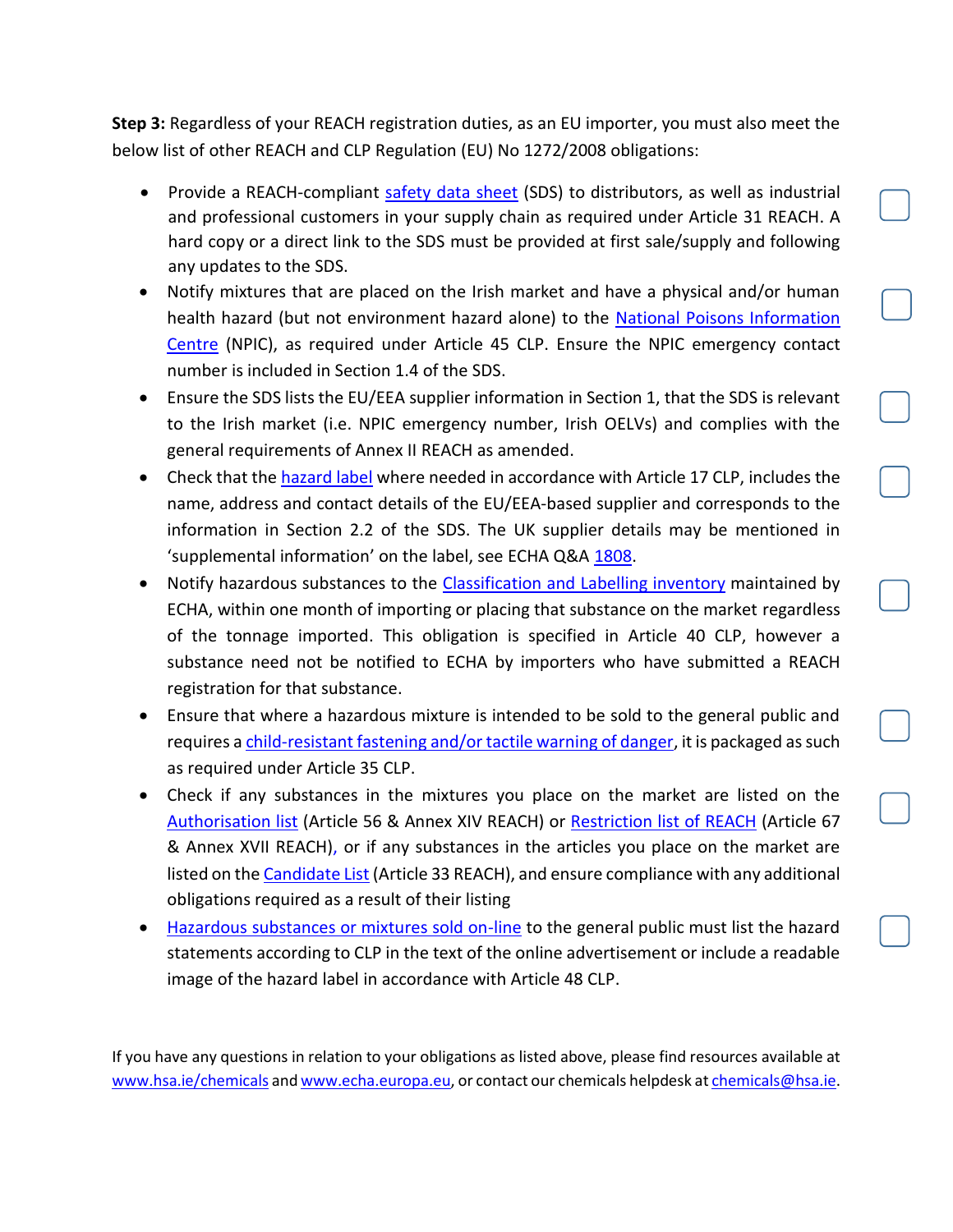**Step 3:** Regardless of your REACH registration duties, as an EU importer, you must also meet the below list of other REACH and CLP Regulation (EU) No 1272/2008 obligations:

- Provide a REACH-compliant safety data sheet (SDS) to distributors, as well as industrial and professional customers in your supply chain as required under Article 31 REACH. A hard copy or a direct link to the SDS must be provided at first sale/supply and following any updates to the SDS. ☐
- Notify mixtures that are placed on the Irish market and have a physical and/or human health hazard (but not environment hazard alone) to the National Poisons Information Centre (NPIC), as required under Article 45 CLP. Ensure the NPIC emergency contact number is included in Section 1.4 of the SDS. ☐
- Ensure the SDS lists the EU/EEA supplier information in Section 1, that the SDS is relevant to the Irish market (i.e. NPIC emergency number, Irish OELVs) and complies with the general requirements of Annex II REACH as amended. ☐
- Check that the hazard label where needed in accordance with Article 17 CLP, includes the name, address and contact details of the EU/EEA-based supplier and corresponds to the information in Section 2.2 of the SDS. The UK supplier details may be mentioned in 'supplemental information' on the label, see ECHA Q&A 1808. ☐
- Notify hazardous substances to the Classification and Labelling inventory maintained by ECHA, within one month of importing or placing that substance on the market regardless of the tonnage imported. This obligation is specified in Article 40 CLP, however a substance need not be notified to ECHA by importers who have submitted a REACH registration for that substance. ☐
- Ensure that where a hazardous mixture is intended to be sold to the general public and requires a child-resistant fastening and/or tactile warning of danger, it is packaged as such as required under Article 35 CLP. ☐
- Check if any substances in the mixtures you place on the market are listed on the Authorisation list (Article 56 & Annex XIV REACH) or Restriction list of REACH (Article 67 & Annex XVII REACH), or if any substances in the articles you place on the market are listed on the Candidate List (Article 33 REACH), and ensure compliance with any additional obligations required as a result of their listing ☐
- Hazardous substances or mixtures sold on-line to the general public must list the hazard statements according to CLP in the text of the online advertisement or include a readable image of the hazard label in accordance with Article 48 CLP. ☐

If you have any questions in relation to your obligations as listed above, please find resources available at www.hsa.ie/chemicals and www.echa.europa.eu, or contact our chemicals helpdesk at chemicals@hsa.ie.